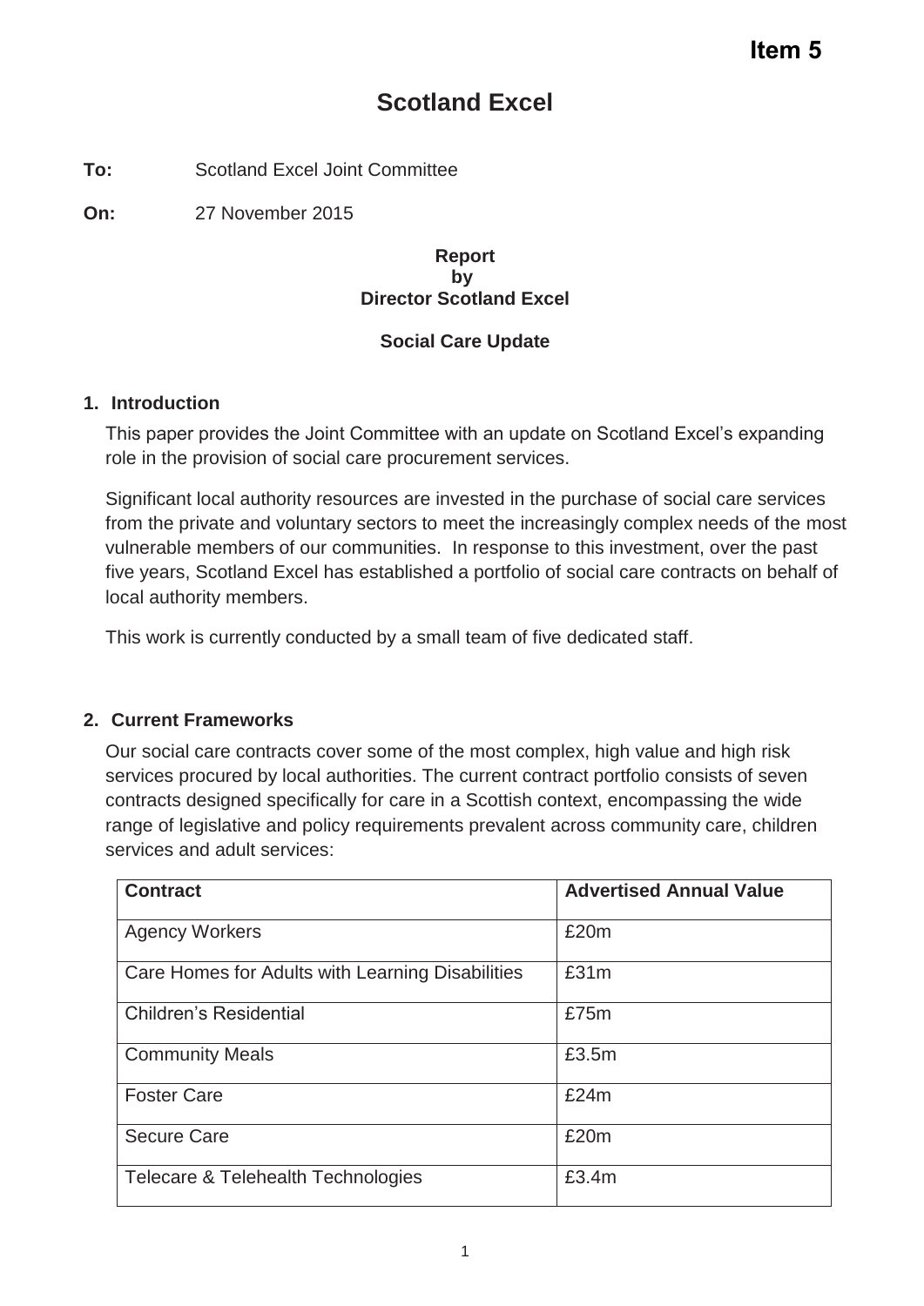**Item 5**

# Scotland Excel

**To:** Scotland Excel Joint Committee

**On:** 27 November 2015

**Report by Director Scotland Excel**

**Social Care Update**

## 1. Introduction

This paper provides the Joint Committee with an update on Scotland Excel's expanding role in the provision of social care procurement services.

Significant local authority resources are invested in the purchase of social care services from the private and voluntary sectors to meet the increasingly complex needs of the most vulnerable members of our communities. In response to this investment, over the past five years, Scotland Excel has established a portfolio of social care contracts on behalf of local authority members.

This work is currently conducted by a small team of five dedicated staff.

## 2. Current Frameworks

Our social care contracts cover some of the most complex, high value and high risk services procured by local authorities. The current contract portfolio consists of seven contracts designed specifically for care in a Scottish context, encompassing the wide range of legislative and policy requirements prevalent across community care, children services and adult services:

| Contract | Advertised Annual Value |
| --- | --- |
| Agency Workers | £20m |
| Care Homes for Adults with Learning Disabilities | £31m |
| Children's Residential | £75m |
| Community Meals | £3.5m |
| Foster Care | £24m |
| Secure Care | £20m |
| Telecare & Telehealth Technologies | £3.4m |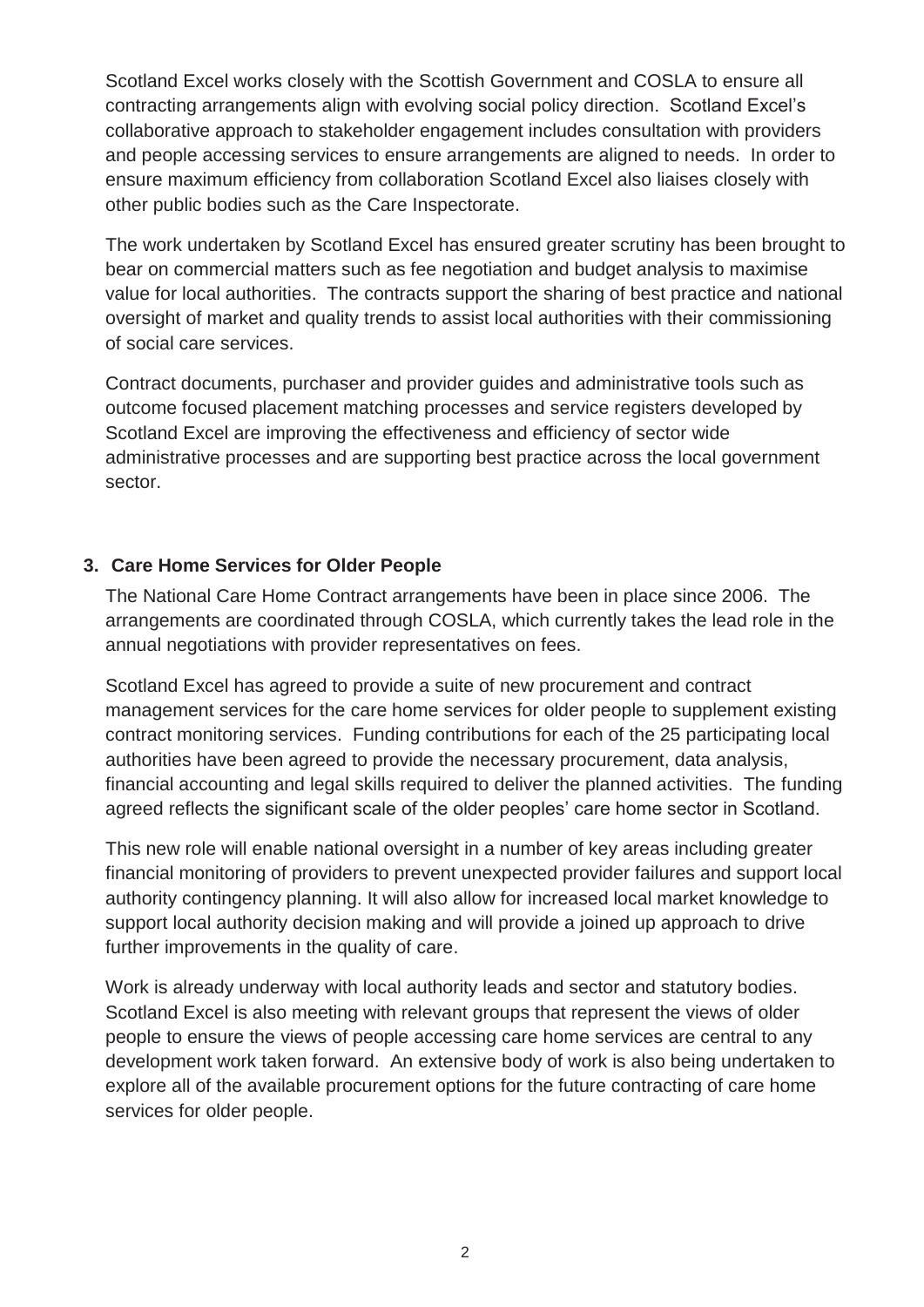Scotland Excel works closely with the Scottish Government and COSLA to ensure all contracting arrangements align with evolving social policy direction. Scotland Excel's collaborative approach to stakeholder engagement includes consultation with providers and people accessing services to ensure arrangements are aligned to needs. In order to ensure maximum efficiency from collaboration Scotland Excel also liaises closely with other public bodies such as the Care Inspectorate.

The work undertaken by Scotland Excel has ensured greater scrutiny has been brought to bear on commercial matters such as fee negotiation and budget analysis to maximise value for local authorities. The contracts support the sharing of best practice and national oversight of market and quality trends to assist local authorities with their commissioning of social care services.

Contract documents, purchaser and provider guides and administrative tools such as outcome focused placement matching processes and service registers developed by Scotland Excel are improving the effectiveness and efficiency of sector wide administrative processes and are supporting best practice across the local government sector.

## 3. Care Home Services for Older People

The National Care Home Contract arrangements have been in place since 2006. The arrangements are coordinated through COSLA, which currently takes the lead role in the annual negotiations with provider representatives on fees.

Scotland Excel has agreed to provide a suite of new procurement and contract management services for the care home services for older people to supplement existing contract monitoring services. Funding contributions for each of the 25 participating local authorities have been agreed to provide the necessary procurement, data analysis, financial accounting and legal skills required to deliver the planned activities. The funding agreed reflects the significant scale of the older peoples' care home sector in Scotland.

This new role will enable national oversight in a number of key areas including greater financial monitoring of providers to prevent unexpected provider failures and support local authority contingency planning. It will also allow for increased local market knowledge to support local authority decision making and will provide a joined up approach to drive further improvements in the quality of care.

Work is already underway with local authority leads and sector and statutory bodies. Scotland Excel is also meeting with relevant groups that represent the views of older people to ensure the views of people accessing care home services are central to any development work taken forward. An extensive body of work is also being undertaken to explore all of the available procurement options for the future contracting of care home services for older people.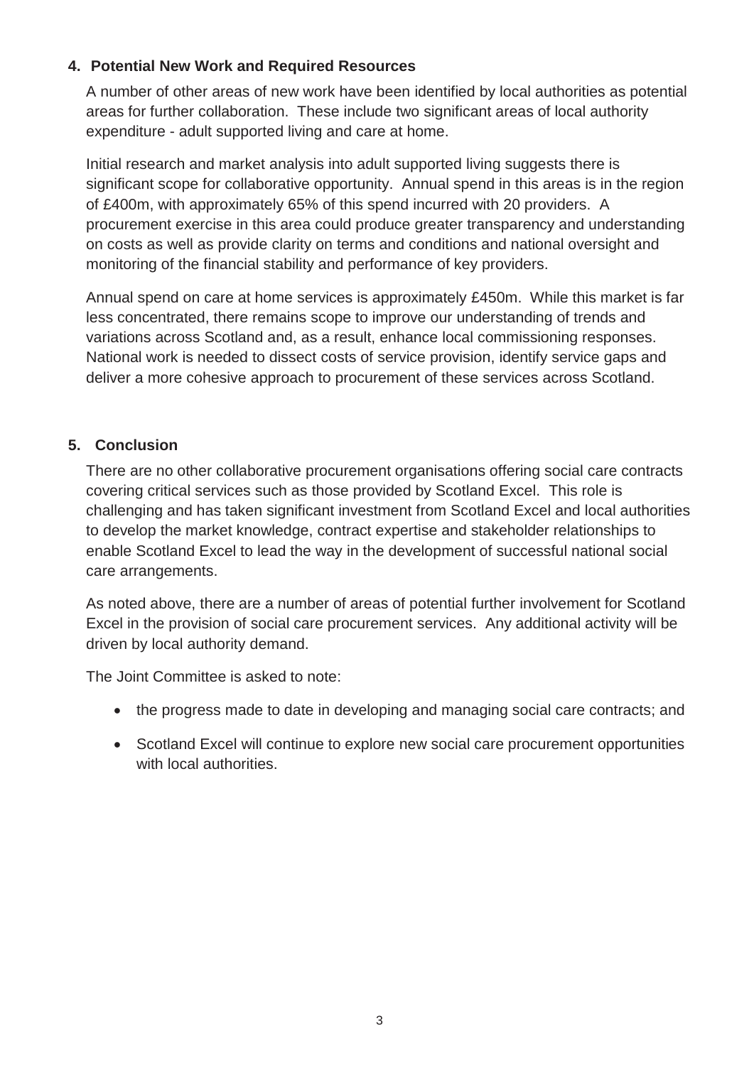## 4. Potential New Work and Required Resources

A number of other areas of new work have been identified by local authorities as potential areas for further collaboration. These include two significant areas of local authority expenditure - adult supported living and care at home.

Initial research and market analysis into adult supported living suggests there is significant scope for collaborative opportunity. Annual spend in this areas is in the region of £400m, with approximately 65% of this spend incurred with 20 providers. A procurement exercise in this area could produce greater transparency and understanding on costs as well as provide clarity on terms and conditions and national oversight and monitoring of the financial stability and performance of key providers.

Annual spend on care at home services is approximately £450m. While this market is far less concentrated, there remains scope to improve our understanding of trends and variations across Scotland and, as a result, enhance local commissioning responses. National work is needed to dissect costs of service provision, identify service gaps and deliver a more cohesive approach to procurement of these services across Scotland.

## 5. Conclusion

There are no other collaborative procurement organisations offering social care contracts covering critical services such as those provided by Scotland Excel. This role is challenging and has taken significant investment from Scotland Excel and local authorities to develop the market knowledge, contract expertise and stakeholder relationships to enable Scotland Excel to lead the way in the development of successful national social care arrangements.

As noted above, there are a number of areas of potential further involvement for Scotland Excel in the provision of social care procurement services. Any additional activity will be driven by local authority demand.

The Joint Committee is asked to note:

- the progress made to date in developing and managing social care contracts; and
- Scotland Excel will continue to explore new social care procurement opportunities with local authorities.